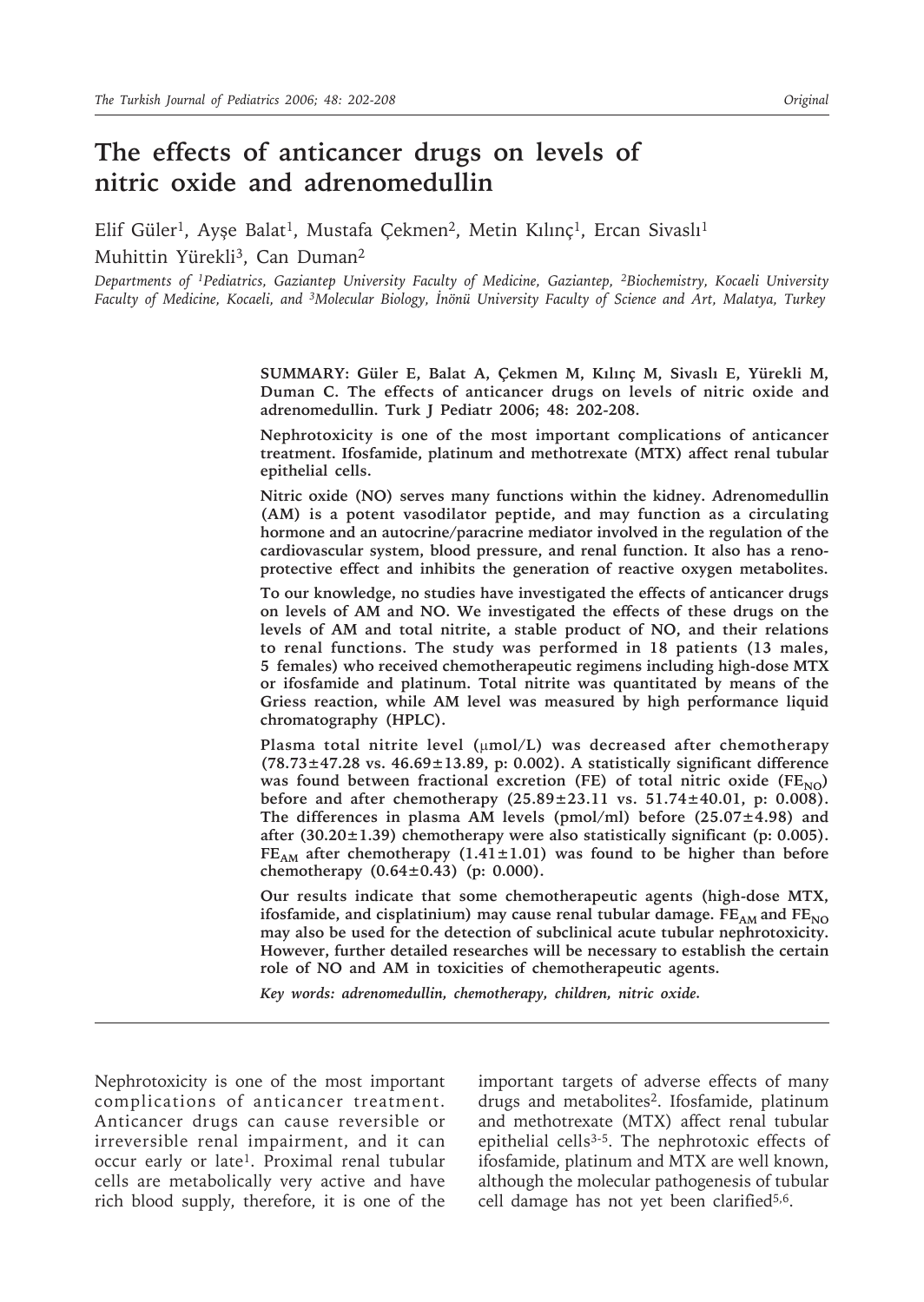Original

# The effects of anticancer drugs on levels of nitric oxide and adrenomedullin

Elif Güler[1], Ayşe Balat[1], Mustafa Çekmen[2], Metin Kılınç[1], Ercan Sivaslı[1]
Muhittin Yürekli[3], Can Duman[2]

*Departments of [1]Pediatrics, Gaziantep University Faculty of Medicine, Gaziantep, [2]Biochemistry, Kocaeli University Faculty of Medicine, Kocaeli, and [3]Molecular Biology, İnönü University Faculty of Science and Art, Malatya, Turkey*

**SUMMARY: Güler E, Balat A, Çekmen M, Kılınç M, Sivaslı E, Yürekli M, Duman C. The effects of anticancer drugs on levels of nitric oxide and adrenomedullin. Turk J Pediatr 2006; 48: 202-208.**

**Nephrotoxicity is one of the most important complications of anticancer treatment. Ifosfamide, platinum and methotrexate (MTX) affect renal tubular epithelial cells.**

**Nitric oxide (NO) serves many functions within the kidney. Adrenomedullin (AM) is a potent vasodilator peptide, and may function as a circulating hormone and an autocrine/paracrine mediator involved in the regulation of the cardiovascular system, blood pressure, and renal function. It also has a renoprotective effect and inhibits the generation of reactive oxygen metabolites.**

**To our knowledge, no studies have investigated the effects of anticancer drugs on levels of AM and NO. We investigated the effects of these drugs on the levels of AM and total nitrite, a stable product of NO, and their relations to renal functions. The study was performed in 18 patients (13 males, 5 females) who received chemotherapeutic regimens including high-dose MTX or ifosfamide and platinum. Total nitrite was quantitated by means of the Griess reaction, while AM level was measured by high performance liquid chromatography (HPLC).**

**Plasma total nitrite level (μmol/L) was decreased after chemotherapy (78.73±47.28 vs. 46.69±13.89, p: 0.002). A statistically significant difference was found between fractional excretion (FE) of total nitric oxide ($FE_{NO}$) before and after chemotherapy (25.89±23.11 vs. 51.74±40.01, p: 0.008). The differences in plasma AM levels (pmol/ml) before (25.07±4.98) and after (30.20±1.39) chemotherapy were also statistically significant (p: 0.005). $FE_{AM}$ after chemotherapy (1.41±1.01) was found to be higher than before chemotherapy (0.64±0.43) (p: 0.000).**

**Our results indicate that some chemotherapeutic agents (high-dose MTX, ifosfamide, and cisplatinium) may cause renal tubular damage. $FE_{AM}$ and $FE_{NO}$ may also be used for the detection of subclinical acute tubular nephrotoxicity. However, further detailed researches will be necessary to establish the certain role of NO and AM in toxicities of chemotherapeutic agents.**

*Key words: adrenomedullin, chemotherapy, children, nitric oxide.*

---

Nephrotoxicity is one of the most important complications of anticancer treatment. Anticancer drugs can cause reversible or irreversible renal impairment, and it can occur early or late[1]. Proximal renal tubular cells are metabolically very active and have rich blood supply, therefore, it is one of the important targets of adverse effects of many drugs and metabolites[2]. Ifosfamide, platinum and methotrexate (MTX) affect renal tubular epithelial cells[3-5]. The nephrotoxic effects of ifosfamide, platinum and MTX are well known, although the molecular pathogenesis of tubular cell damage has not yet been clarified[5,6].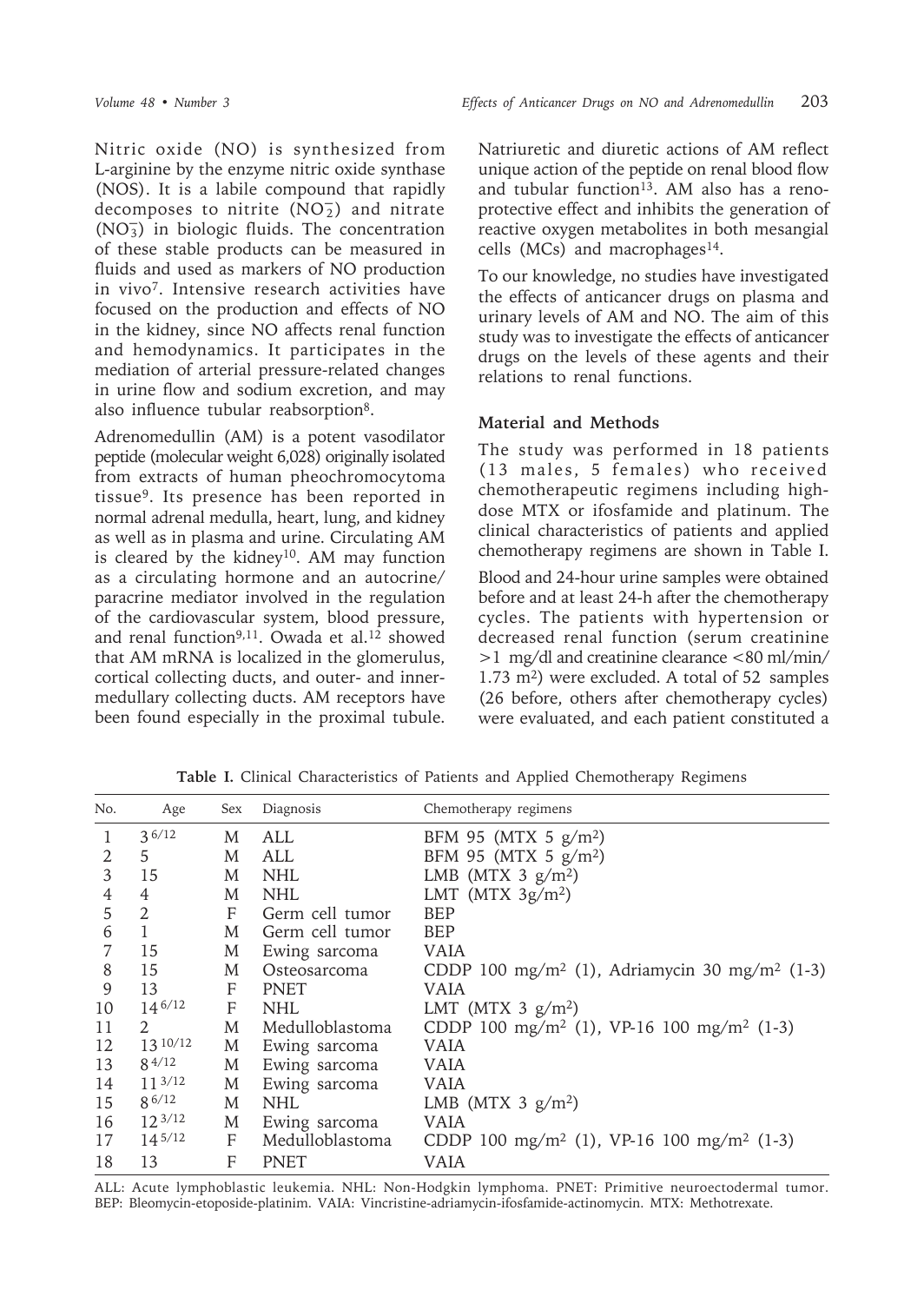Nitric oxide (NO) is synthesized from L-arginine by the enzyme nitric oxide synthase (NOS). It is a labile compound that rapidly decomposes to nitrite ($NO_2^-$) and nitrate ($NO_3^-$) in biologic fluids. The concentration of these stable products can be measured in fluids and used as markers of NO production in vivo[7]. Intensive research activities have focused on the production and effects of NO in the kidney, since NO affects renal function and hemodynamics. It participates in the mediation of arterial pressure-related changes in urine flow and sodium excretion, and may also influence tubular reabsorption[8].

Adrenomedullin (AM) is a potent vasodilator peptide (molecular weight 6,028) originally isolated from extracts of human pheochromocytoma tissue[9]. Its presence has been reported in normal adrenal medulla, heart, lung, and kidney as well as in plasma and urine. Circulating AM is cleared by the kidney[10]. AM may function as a circulating hormone and an autocrine/paracrine mediator involved in the regulation of the cardiovascular system, blood pressure, and renal function[9,11]. Owada et al.[12] showed that AM mRNA is localized in the glomerulus, cortical collecting ducts, and outer- and inner-medullary collecting ducts. AM receptors have been found especially in the proximal tubule. Natriuretic and diuretic actions of AM reflect unique action of the peptide on renal blood flow and tubular function[13]. AM also has a renoprotective effect and inhibits the generation of reactive oxygen metabolites in both mesangial cells (MCs) and macrophages[14].

To our knowledge, no studies have investigated the effects of anticancer drugs on plasma and urinary levels of AM and NO. The aim of this study was to investigate the effects of anticancer drugs on the levels of these agents and their relations to renal functions.

## Material and Methods

The study was performed in 18 patients (13 males, 5 females) who received chemotherapeutic regimens including high-dose MTX or ifosfamide and platinum. The clinical characteristics of patients and applied chemotherapy regimens are shown in Table I.

Blood and 24-hour urine samples were obtained before and at least 24-h after the chemotherapy cycles. The patients with hypertension or decreased renal function (serum creatinine >1 mg/dl and creatinine clearance <80 ml/min/1.73 m$^2$) were excluded. A total of 52 samples (26 before, others after chemotherapy cycles) were evaluated, and each patient constituted a

**Table I.** Clinical Characteristics of Patients and Applied Chemotherapy Regimens

| No. | Age | Sex | Diagnosis | Chemotherapy regimens |
|---|---|---|---|---|
| 1 | 3 6/12 | M | ALL | BFM 95 (MTX 5 g/m$^2$) |
| 2 | 5 | M | ALL | BFM 95 (MTX 5 g/m$^2$) |
| 3 | 15 | M | NHL | LMB (MTX 3 g/m$^2$) |
| 4 | 4 | M | NHL | LMT (MTX 3g/m$^2$) |
| 5 | 2 | F | Germ cell tumor | BEP |
| 6 | 1 | M | Germ cell tumor | BEP |
| 7 | 15 | M | Ewing sarcoma | VAIA |
| 8 | 15 | M | Osteosarcoma | CDDP 100 mg/m$^2$ (1), Adriamycin 30 mg/m$^2$ (1-3) |
| 9 | 13 | F | PNET | VAIA |
| 10 | 14 6/12 | F | NHL | LMT (MTX 3 g/m$^2$) |
| 11 | 2 | M | Medulloblastoma | CDDP 100 mg/m$^2$ (1), VP-16 100 mg/m$^2$ (1-3) |
| 12 | 13 10/12 | M | Ewing sarcoma | VAIA |
| 13 | 8 4/12 | M | Ewing sarcoma | VAIA |
| 14 | 11 3/12 | M | Ewing sarcoma | VAIA |
| 15 | 8 6/12 | M | NHL | LMB (MTX 3 g/m$^2$) |
| 16 | 12 3/12 | M | Ewing sarcoma | VAIA |
| 17 | 14 5/12 | F | Medulloblastoma | CDDP 100 mg/m$^2$ (1), VP-16 100 mg/m$^2$ (1-3) |
| 18 | 13 | F | PNET | VAIA |

ALL: Acute lymphoblastic leukemia. NHL: Non-Hodgkin lymphoma. PNET: Primitive neuroectodermal tumor. BEP: Bleomycin-etoposide-platinim. VAIA: Vincristine-adriamycin-ifosfamide-actinomycin. MTX: Methotrexate.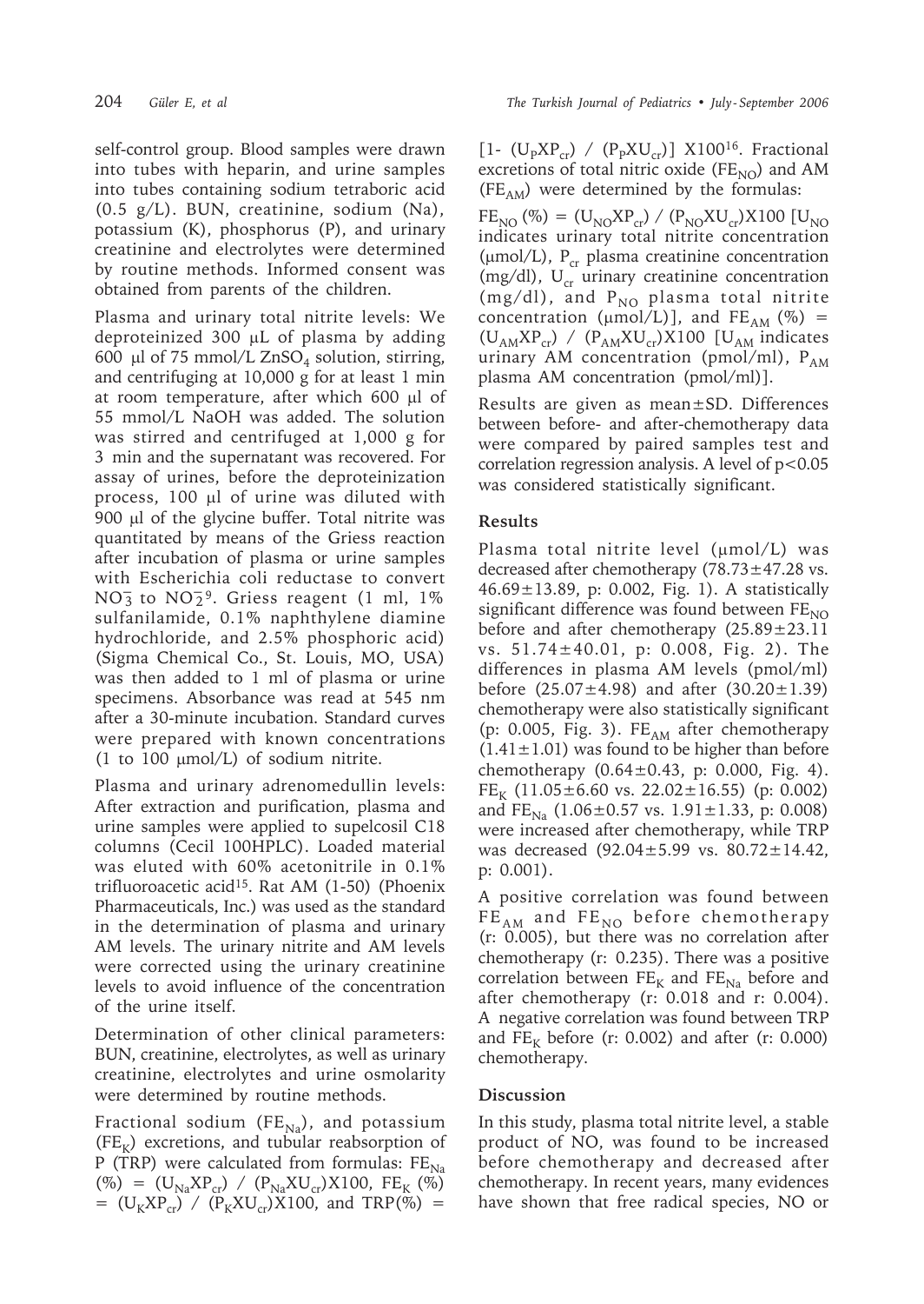self-control group. Blood samples were drawn into tubes with heparin, and urine samples into tubes containing sodium tetraboric acid (0.5 g/L). BUN, creatinine, sodium (Na), potassium (K), phosphorus (P), and urinary creatinine and electrolytes were determined by routine methods. Informed consent was obtained from parents of the children.

Plasma and urinary total nitrite levels: We deproteinized 300 μL of plasma by adding 600 μl of 75 mmol/L $ZnSO_4$ solution, stirring, and centrifuging at 10,000 g for at least 1 min at room temperature, after which 600 μl of 55 mmol/L NaOH was added. The solution was stirred and centrifuged at 1,000 g for 3 min and the supernatant was recovered. For assay of urines, before the deproteinization process, 100 μl of urine was diluted with 900 μl of the glycine buffer. Total nitrite was quantitated by means of the Griess reaction after incubation of plasma or urine samples with Escherichia coli reductase to convert $NO_3^-$ to $NO_2^-$[9]. Griess reagent (1 ml, 1% sulfanilamide, 0.1% naphthylene diamine hydrochloride, and 2.5% phosphoric acid) (Sigma Chemical Co., St. Louis, MO, USA) was then added to 1 ml of plasma or urine specimens. Absorbance was read at 545 nm after a 30-minute incubation. Standard curves were prepared with known concentrations (1 to 100 μmol/L) of sodium nitrite.

Plasma and urinary adrenomedullin levels: After extraction and purification, plasma and urine samples were applied to supelcosil C18 columns (Cecil 100HPLC). Loaded material was eluted with 60% acetonitrile in 0.1% trifluoroacetic acid[15]. Rat AM (1-50) (Phoenix Pharmaceuticals, Inc.) was used as the standard in the determination of plasma and urinary AM levels. The urinary nitrite and AM levels were corrected using the urinary creatinine levels to avoid influence of the concentration of the urine itself.

Determination of other clinical parameters: BUN, creatinine, electrolytes, as well as urinary creatinine, electrolytes and urine osmolarity were determined by routine methods.

Fractional sodium ($FE_{Na}$), and potassium ($FE_K$) excretions, and tubular reabsorption of P (TRP) were calculated from formulas: $FE_{Na}$ (%) = $(U_{Na} X P_{cr}) / (P_{Na} X U_{cr}) X100$, $FE_K$ (%) = $(U_K X P_{cr}) / (P_K X U_{cr}) X100$, and TRP(%) = $[1- (U_P X P_{cr}) / (P_P X U_{cr})]$ X100[16]. Fractional excretions of total nitric oxide ($FE_{NO}$) and AM ($FE_{AM}$) were determined by the formulas:

$FE_{NO}$ (%) = $(U_{NO} X P_{cr}) / (P_{NO} X U_{cr}) X100$ [$U_{NO}$ indicates urinary total nitrite concentration (μmol/L), $P_{cr}$ plasma creatinine concentration (mg/dl), $U_{cr}$ urinary creatinine concentration (mg/dl), and $P_{NO}$ plasma total nitrite concentration (μmol/L)], and $FE_{AM}$ (%) = $(U_{AM} X P_{cr}) / (P_{AM} X U_{cr}) X100$ [$U_{AM}$ indicates urinary AM concentration (pmol/ml), $P_{AM}$ plasma AM concentration (pmol/ml)].

Results are given as mean±SD. Differences between before- and after-chemotherapy data were compared by paired samples test and correlation regression analysis. A level of $p<0.05$ was considered statistically significant.

## Results

Plasma total nitrite level (μmol/L) was decreased after chemotherapy (78.73±47.28 vs. 46.69±13.89, p: 0.002, Fig. 1). A statistically significant difference was found between $FE_{NO}$ before and after chemotherapy (25.89±23.11 vs. 51.74±40.01, p: 0.008, Fig. 2). The differences in plasma AM levels (pmol/ml) before (25.07±4.98) and after (30.20±1.39) chemotherapy were also statistically significant (p: 0.005, Fig. 3). $FE_{AM}$ after chemotherapy (1.41±1.01) was found to be higher than before chemotherapy (0.64±0.43, p: 0.000, Fig. 4). $FE_K$ (11.05±6.60 vs. 22.02±16.55) (p: 0.002) and $FE_{Na}$ (1.06±0.57 vs. 1.91±1.33, p: 0.008) were increased after chemotherapy, while TRP was decreased (92.04±5.99 vs. 80.72±14.42, p: 0.001).

A positive correlation was found between $FE_{AM}$ and $FE_{NO}$ before chemotherapy (r: 0.005), but there was no correlation after chemotherapy (r: 0.235). There was a positive correlation between $FE_K$ and $FE_{Na}$ before and after chemotherapy (r: 0.018 and r: 0.004). A negative correlation was found between TRP and $FE_K$ before (r: 0.002) and after (r: 0.000) chemotherapy.

## Discussion

In this study, plasma total nitrite level, a stable product of NO, was found to be increased before chemotherapy and decreased after chemotherapy. In recent years, many evidences have shown that free radical species, NO or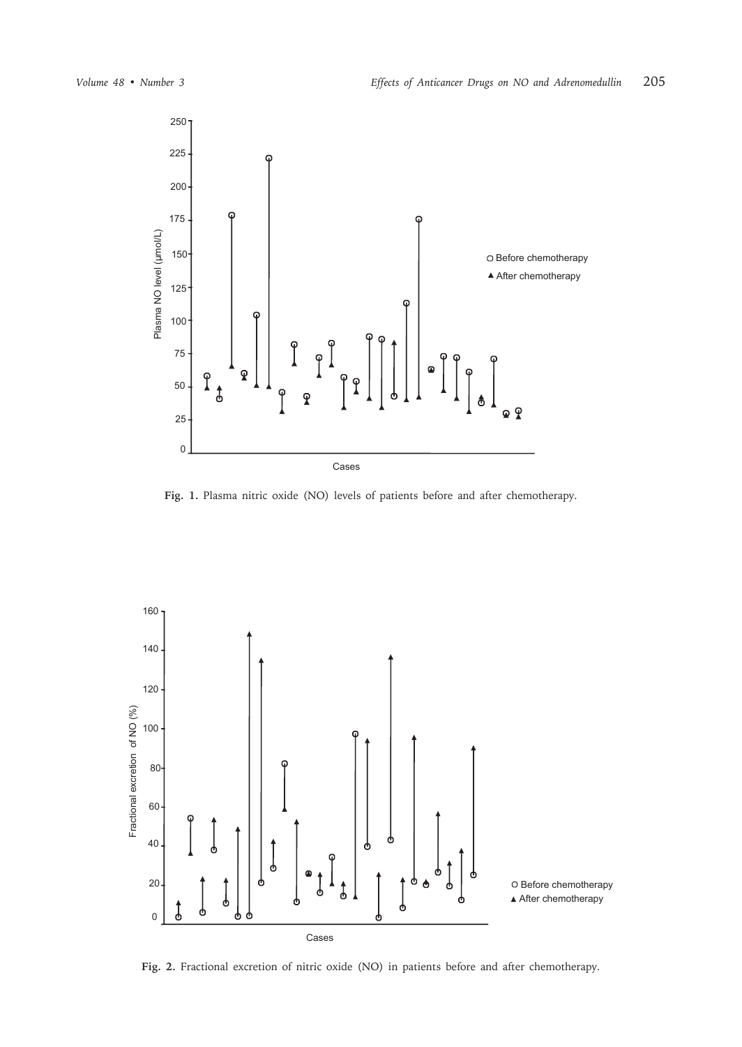250
225
200
175
150
125
100
75
50
25
0

Plasma NO level (µmol/L)

Cases

○ Before chemotherapy
▲ After chemotherapy

**Fig. 1.** Plasma nitric oxide (NO) levels of patients before and after chemotherapy.

160
140
120
100
80
60
40
20
0

Fractional excretion of NO (%)

Cases

○ Before chemotherapy
▲ After chemotherapy

**Fig. 2.** Fractional excretion of nitric oxide (NO) in patients before and after chemotherapy.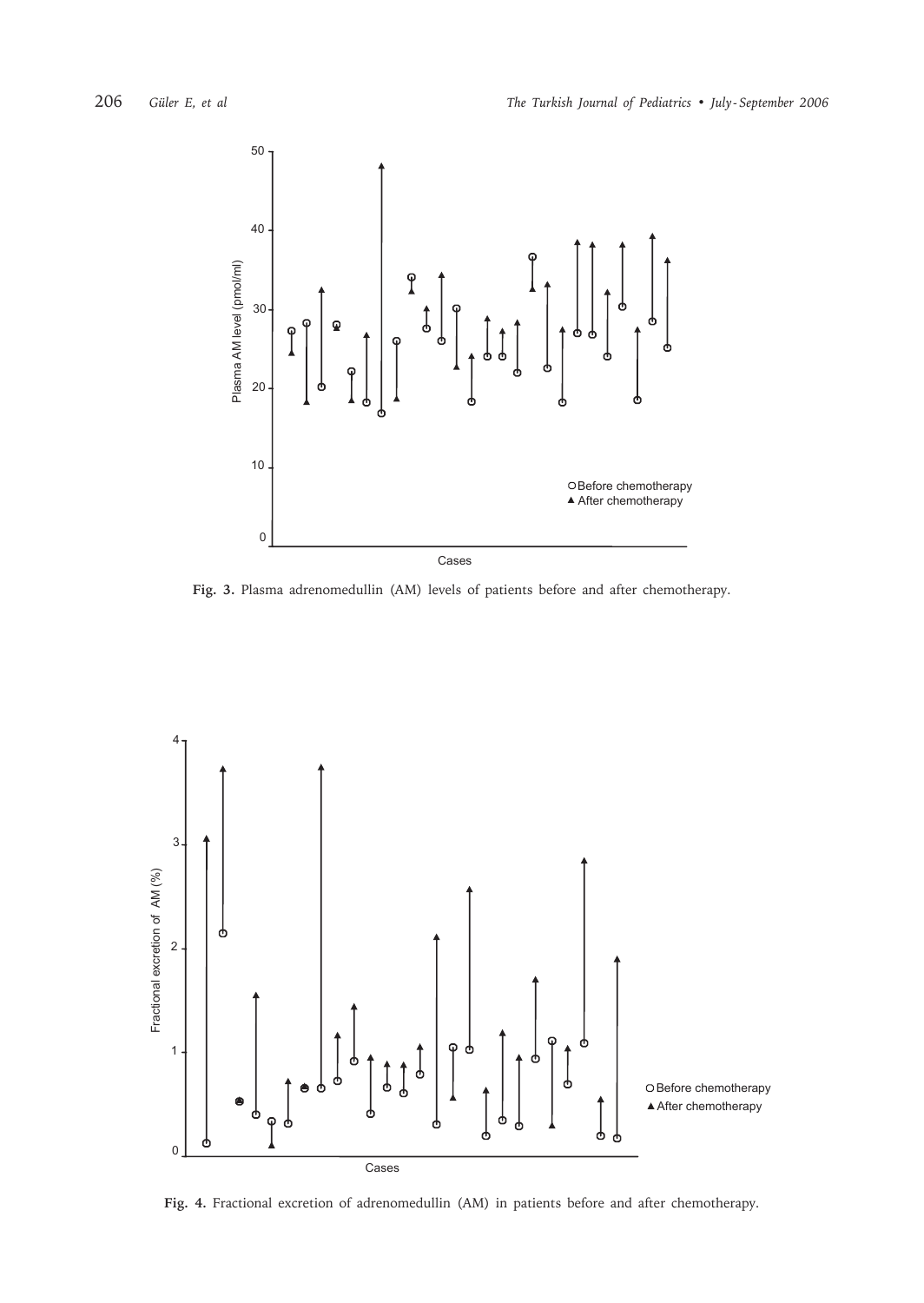50

40

30

20

10

0

Plasma AM level (pmol/ml)

Cases

O Before chemotherapy
▲ After chemotherapy

**Fig. 3.** Plasma adrenomedullin (AM) levels of patients before and after chemotherapy.

4

3

2

1

0

Fractional excretion of AM (%)

Cases

O Before chemotherapy
▲ After chemotherapy

**Fig. 4.** Fractional excretion of adrenomedullin (AM) in patients before and after chemotherapy.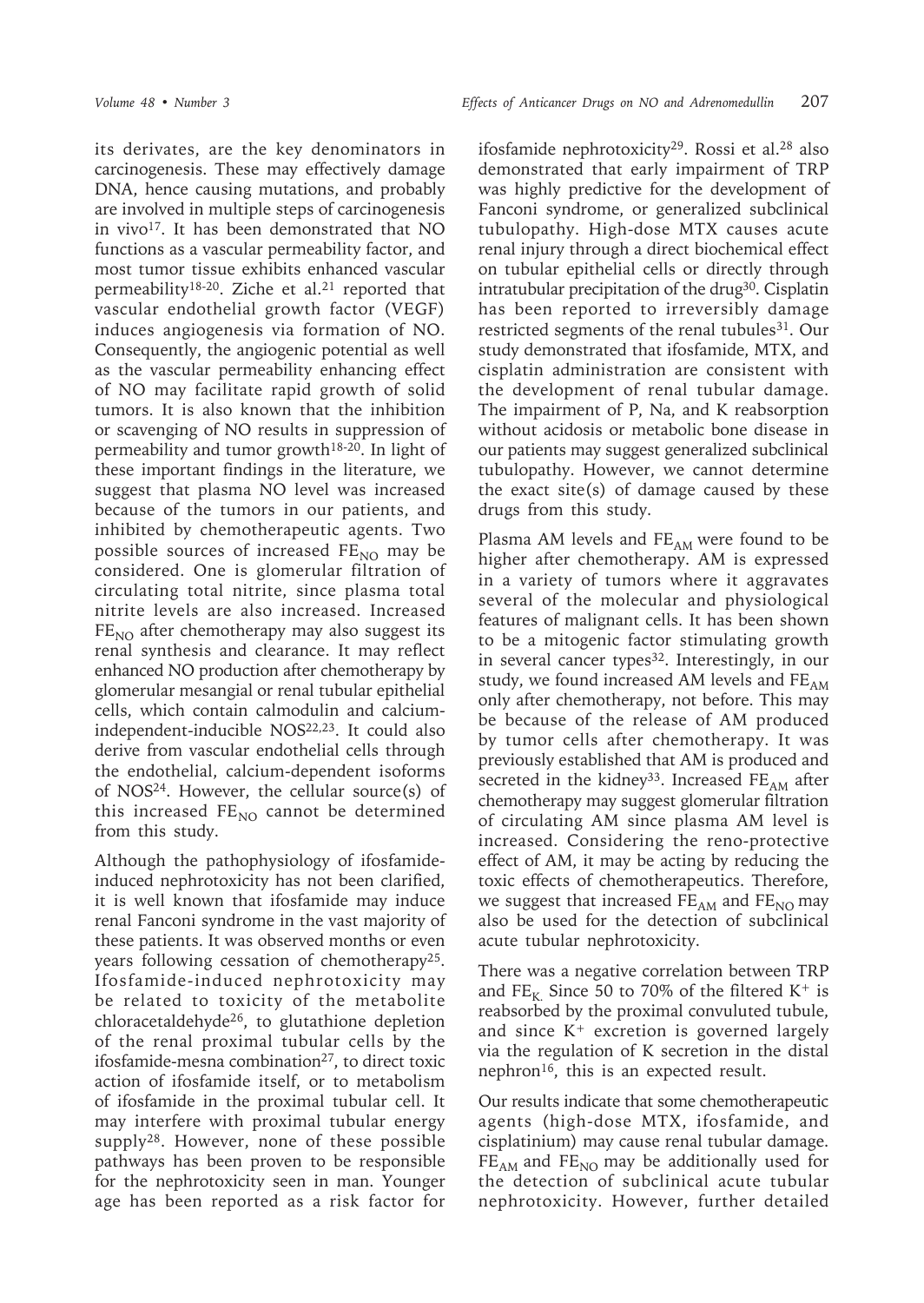its derivates, are the key denominators in carcinogenesis. These may effectively damage DNA, hence causing mutations, and probably are involved in multiple steps of carcinogenesis in vivo[17]. It has been demonstrated that NO functions as a vascular permeability factor, and most tumor tissue exhibits enhanced vascular permeability[18-20]. Ziche et al.[21] reported that vascular endothelial growth factor (VEGF) induces angiogenesis via formation of NO. Consequently, the angiogenic potential as well as the vascular permeability enhancing effect of NO may facilitate rapid growth of solid tumors. It is also known that the inhibition or scavenging of NO results in suppression of permeability and tumor growth[18-20]. In light of these important findings in the literature, we suggest that plasma NO level was increased because of the tumors in our patients, and inhibited by chemotherapeutic agents. Two possible sources of increased $FE_{NO}$ may be considered. One is glomerular filtration of circulating total nitrite, since plasma total nitrite levels are also increased. Increased $FE_{NO}$ after chemotherapy may also suggest its renal synthesis and clearance. It may reflect enhanced NO production after chemotherapy by glomerular mesangial or renal tubular epithelial cells, which contain calmodulin and calcium-independent-inducible NOS[22,23]. It could also derive from vascular endothelial cells through the endothelial, calcium-dependent isoforms of NOS[24]. However, the cellular source(s) of this increased $FE_{NO}$ cannot be determined from this study.

Although the pathophysiology of ifosfamide-induced nephrotoxicity has not been clarified, it is well known that ifosfamide may induce renal Fanconi syndrome in the vast majority of these patients. It was observed months or even years following cessation of chemotherapy[25]. Ifosfamide-induced nephrotoxicity may be related to toxicity of the metabolite chloracetaldehyde[26], to glutathione depletion of the renal proximal tubular cells by the ifosfamide-mesna combination[27], to direct toxic action of ifosfamide itself, or to metabolism of ifosfamide in the proximal tubular cell. It may interfere with proximal tubular energy supply[28]. However, none of these possible pathways has been proven to be responsible for the nephrotoxicity seen in man. Younger age has been reported as a risk factor for ifosfamide nephrotoxicity[29]. Rossi et al.[28] also demonstrated that early impairment of TRP was highly predictive for the development of Fanconi syndrome, or generalized subclinical tubulopathy. High-dose MTX causes acute renal injury through a direct biochemical effect on tubular epithelial cells or directly through intratubular precipitation of the drug[30]. Cisplatin has been reported to irreversibly damage restricted segments of the renal tubules[31]. Our study demonstrated that ifosfamide, MTX, and cisplatin administration are consistent with the development of renal tubular damage. The impairment of P, Na, and K reabsorption without acidosis or metabolic bone disease in our patients may suggest generalized subclinical tubulopathy. However, we cannot determine the exact site(s) of damage caused by these drugs from this study.

Plasma AM levels and $FE_{AM}$ were found to be higher after chemotherapy. AM is expressed in a variety of tumors where it aggravates several of the molecular and physiological features of malignant cells. It has been shown to be a mitogenic factor stimulating growth in several cancer types[32]. Interestingly, in our study, we found increased AM levels and $FE_{AM}$ only after chemotherapy, not before. This may be because of the release of AM produced by tumor cells after chemotherapy. It was previously established that AM is produced and secreted in the kidney[33]. Increased $FE_{AM}$ after chemotherapy may suggest glomerular filtration of circulating AM since plasma AM level is increased. Considering the reno-protective effect of AM, it may be acting by reducing the toxic effects of chemotherapeutics. Therefore, we suggest that increased $FE_{AM}$ and $FE_{NO}$ may also be used for the detection of subclinical acute tubular nephrotoxicity.

There was a negative correlation between TRP and $FE_{K}$. Since 50 to 70% of the filtered $K^+$ is reabsorbed by the proximal convuluted tubule, and since $K^+$ excretion is governed largely via the regulation of K secretion in the distal nephron[16], this is an expected result.

Our results indicate that some chemotherapeutic agents (high-dose MTX, ifosfamide, and cisplatinium) may cause renal tubular damage. $FE_{AM}$ and $FE_{NO}$ may be additionally used for the detection of subclinical acute tubular nephrotoxicity. However, further detailed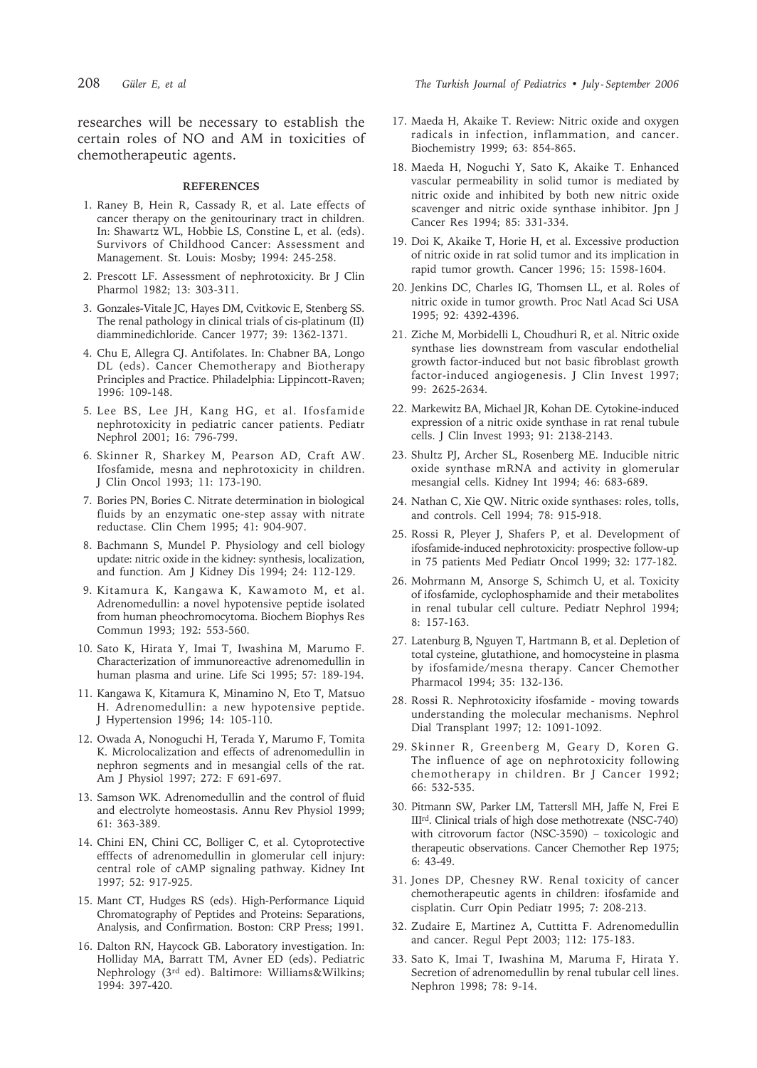researches will be necessary to establish the certain roles of NO and AM in toxicities of chemotherapeutic agents.

## REFERENCES

1. Raney B, Hein R, Cassady R, et al. Late effects of cancer therapy on the genitourinary tract in children. In: Shawartz WL, Hobbie LS, Constine L, et al. (eds). Survivors of Childhood Cancer: Assessment and Management. St. Louis: Mosby; 1994: 245-258.
2. Prescott LF. Assessment of nephrotoxicity. Br J Clin Pharmol 1982; 13: 303-311.
3. Gonzales-Vitale JC, Hayes DM, Cvitkovic E, Stenberg SS. The renal pathology in clinical trials of cis-platinum (II) diamminedichloride. Cancer 1977; 39: 1362-1371.
4. Chu E, Allegra CJ. Antifolates. In: Chabner BA, Longo DL (eds). Cancer Chemotherapy and Biotherapy Principles and Practice. Philadelphia: Lippincott-Raven; 1996: 109-148.
5. Lee BS, Lee JH, Kang HG, et al. Ifosfamide nephrotoxicity in pediatric cancer patients. Pediatr Nephrol 2001; 16: 796-799.
6. Skinner R, Sharkey M, Pearson AD, Craft AW. Ifosfamide, mesna and nephrotoxicity in children. J Clin Oncol 1993; 11: 173-190.
7. Bories PN, Bories C. Nitrate determination in biological fluids by an enzymatic one-step assay with nitrate reductase. Clin Chem 1995; 41: 904-907.
8. Bachmann S, Mundel P. Physiology and cell biology update: nitric oxide in the kidney: synthesis, localization, and function. Am J Kidney Dis 1994; 24: 112-129.
9. Kitamura K, Kangawa K, Kawamoto M, et al. Adrenomedullin: a novel hypotensive peptide isolated from human pheochromocytoma. Biochem Biophys Res Commun 1993; 192: 553-560.
10. Sato K, Hirata Y, Imai T, Iwashina M, Marumo F. Characterization of immunoreactive adrenomedullin in human plasma and urine. Life Sci 1995; 57: 189-194.
11. Kangawa K, Kitamura K, Minamino N, Eto T, Matsuo H. Adrenomedullin: a new hypotensive peptide. J Hypertension 1996; 14: 105-110.
12. Owada A, Nonoguchi H, Terada Y, Marumo F, Tomita K. Microlocalization and effects of adrenomedullin in nephron segments and in mesangial cells of the rat. Am J Physiol 1997; 272: F 691-697.
13. Samson WK. Adrenomedullin and the control of fluid and electrolyte homeostasis. Annu Rev Physiol 1999; 61: 363-389.
14. Chini EN, Chini CC, Bolliger C, et al. Cytoprotective efffects of adrenomedullin in glomerular cell injury: central role of cAMP signaling pathway. Kidney Int 1997; 52: 917-925.
15. Mant CT, Hudges RS (eds). High-Performance Liquid Chromatography of Peptides and Proteins: Separations, Analysis, and Confirmation. Boston: CRP Press; 1991.
16. Dalton RN, Haycock GB. Laboratory investigation. In: Holliday MA, Barratt TM, Avner ED (eds). Pediatric Nephrology (3rd ed). Baltimore: Williams&Wilkins; 1994: 397-420.
17. Maeda H, Akaike T. Review: Nitric oxide and oxygen radicals in infection, inflammation, and cancer. Biochemistry 1999; 63: 854-865.
18. Maeda H, Noguchi Y, Sato K, Akaike T. Enhanced vascular permeability in solid tumor is mediated by nitric oxide and inhibited by both new nitric oxide scavenger and nitric oxide synthase inhibitor. Jpn J Cancer Res 1994; 85: 331-334.
19. Doi K, Akaike T, Horie H, et al. Excessive production of nitric oxide in rat solid tumor and its implication in rapid tumor growth. Cancer 1996; 15: 1598-1604.
20. Jenkins DC, Charles IG, Thomsen LL, et al. Roles of nitric oxide in tumor growth. Proc Natl Acad Sci USA 1995; 92: 4392-4396.
21. Ziche M, Morbidelli L, Choudhuri R, et al. Nitric oxide synthase lies downstream from vascular endothelial growth factor-induced but not basic fibroblast growth factor-induced angiogenesis. J Clin Invest 1997; 99: 2625-2634.
22. Markewitz BA, Michael JR, Kohan DE. Cytokine-induced expression of a nitric oxide synthase in rat renal tubule cells. J Clin Invest 1993; 91: 2138-2143.
23. Shultz PJ, Archer SL, Rosenberg ME. Inducible nitric oxide synthase mRNA and activity in glomerular mesangial cells. Kidney Int 1994; 46: 683-689.
24. Nathan C, Xie QW. Nitric oxide synthases: roles, tolls, and controls. Cell 1994; 78: 915-918.
25. Rossi R, Pleyer J, Shafers P, et al. Development of ifosfamide-induced nephrotoxicity: prospective follow-up in 75 patients Med Pediatr Oncol 1999; 32: 177-182.
26. Mohrmann M, Ansorge S, Schimch U, et al. Toxicity of ifosfamide, cyclophosphamide and their metabolites in renal tubular cell culture. Pediatr Nephrol 1994; 8: 157-163.
27. Latenburg B, Nguyen T, Hartmann B, et al. Depletion of total cysteine, glutathione, and homocysteine in plasma by ifosfamide/mesna therapy. Cancer Chemother Pharmacol 1994; 35: 132-136.
28. Rossi R. Nephrotoxicity ifosfamide - moving towards understanding the molecular mechanisms. Nephrol Dial Transplant 1997; 12: 1091-1092.
29. Skinner R, Greenberg M, Geary D, Koren G. The influence of age on nephrotoxicity following chemotherapy in children. Br J Cancer 1992; 66: 532-535.
30. Pitmann SW, Parker LM, Tattersll MH, Jaffe N, Frei E IIIrd. Clinical trials of high dose methotrexate (NSC-740) with citrovorum factor (NSC-3590) – toxicologic and therapeutic observations. Cancer Chemother Rep 1975; 6: 43-49.
31. Jones DP, Chesney RW. Renal toxicity of cancer chemotherapeutic agents in children: ifosfamide and cisplatin. Curr Opin Pediatr 1995; 7: 208-213.
32. Zudaire E, Martinez A, Cuttitta F. Adrenomedullin and cancer. Regul Pept 2003; 112: 175-183.
33. Sato K, Imai T, Iwashina M, Maruma F, Hirata Y. Secretion of adrenomedullin by renal tubular cell lines. Nephron 1998; 78: 9-14.